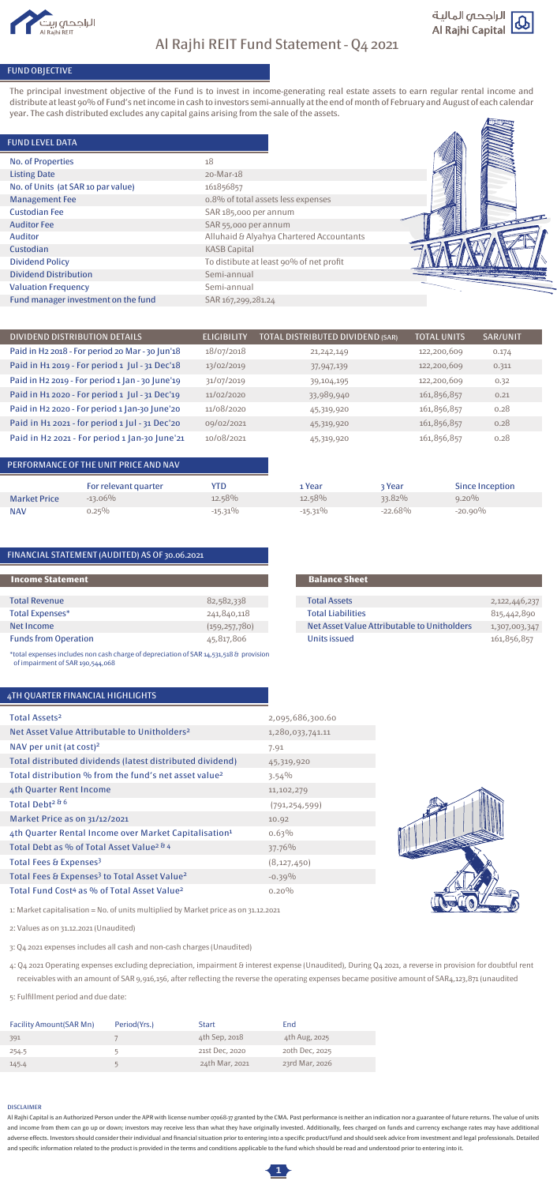# Al Rajhi REIT Fund Statement - Q4 2021

## FUND OBJECTIVE

The principal investment objective of the Fund is to invest in income-generating real estate assets to earn regular rental income and distribute at least 90% of Fund's net income in cash to investors semi-annually at the end of month of February and August of each calendar year. The cash distributed excludes any capital gains arising from the sale of the assets.

## FUND LEVEL DATA

| | |
|---|---|
| No. of Properties | 18 |
| Listing Date | 20-Mar-18 |
| No. of Units (at SAR 10 par value) | 161856857 |
| Management Fee | 0.8% of total assets less expenses |
| Custodian Fee | SAR 185,000 per annum |
| Auditor Fee | SAR 55,000 per annum |
| Auditor | Alluhaid & Alyahya Chartered Accountants |
| Custodian | KASB Capital |
| Dividend Policy | To distibute at least 90% of net profit |
| Dividend Distribution | Semi-annual |
| Valuation Frequency | Semi-annual |
| Fund manager investment on the fund | SAR 167,299,281.24 |

## DIVIDEND DISTRIBUTION DETAILS

| DIVIDEND DISTRIBUTION DETAILS | ELIGIBILITY | TOTAL DISTRIBUTED DIVIDEND (SAR) | TOTAL UNITS | SAR/UNIT |
|---|---|---|---|---|
| Paid in H2 2018 - For period 20 Mar - 30 Jun'18 | 18/07/2018 | 21,242,149 | 122,200,609 | 0.174 |
| Paid in H1 2019 - For period 1 Jul - 31 Dec'18 | 13/02/2019 | 37,947,139 | 122,200,609 | 0.311 |
| Paid in H2 2019 - For period 1 Jan - 30 June'19 | 31/07/2019 | 39,104,195 | 122,200,609 | 0.32 |
| Paid in H1 2020 - For period 1 Jul - 31 Dec'19 | 11/02/2020 | 33,989,940 | 161,856,857 | 0.21 |
| Paid in H2 2020 - For period 1 Jan-30 June'20 | 11/08/2020 | 45,319,920 | 161,856,857 | 0.28 |
| Paid in H1 2021 - for period 1 Jul - 31 Dec'20 | 09/02/2021 | 45,319,920 | 161,856,857 | 0.28 |
| Paid in H2 2021 - For period 1 Jan-30 June'21 | 10/08/2021 | 45,319,920 | 161,856,857 | 0.28 |

## PERFORMANCE OF THE UNIT PRICE AND NAV

| | For relevant quarter | YTD | 1 Year | 3 Year | Since Inception |
|---|---|---|---|---|---|
| Market Price | -13.06% | 12.58% | 12.58% | 33.82% | 9.20% |
| NAV | 0.25% | -15.31% | -15.31% | -22.68% | -20.90% |

## FINANCIAL STATEMENT (AUDITED) AS OF 30.06.2021

| Income Statement | |
|---|---|
| Total Revenue | 82,582,338 |
| Total Expenses* | 241,840,118 |
| Net Income | (159,257,780) |
| Funds from Operation | 45,817,806 |

*total expenses includes non cash charge of depreciation of SAR 14,531,518 & provision of impairment of SAR 190,544,068

| Balance Sheet | |
|---|---|
| Total Assets | 2,122,446,237 |
| Total Liabilities | 815,442,890 |
| Net Asset Value Attributable to Unitholders | 1,307,003,347 |
| Units issued | 161,856,857 |

## 4TH QUARTER FINANCIAL HIGHLIGHTS

| | |
|---|---|
| Total Assets[2] | 2,095,686,300.60 |
| Net Asset Value Attributable to Unitholders[2] | 1,280,033,741.11 |
| NAV per unit (at cost)[2] | 7.91 |
| Total distributed dividends (latest distributed dividend) | 45,319,920 |
| Total distribution % from the fund's net asset value[2] | 3.54% |
| 4th Quarter Rent Income | 11,102,279 |
| Total Debt[2 & 6] | (791,254,599) |
| Market Price as on 31/12/2021 | 10.92 |
| 4th Quarter Rental Income over Market Capitalisation[1] | 0.63% |
| Total Debt as % of Total Asset Value[2 & 4] | 37.76% |
| Total Fees & Expenses[3] | (8,127,450) |
| Total Fees & Expenses[3] to Total Asset Value[2] | -0.39% |
| Total Fund Cost[4] as % of Total Asset Value[2] | 0.20% |

1: Market capitalisation = No. of units multiplied by Market price as on 31.12.2021

2: Values as on 31.12.2021 (Unaudited)

3: Q4 2021 expenses includes all cash and non-cash charges (Unaudited)

4: Q4 2021 Operating expenses excluding depreciation, impairment & interest expense (Unaudited), During Q4 2021, a reverse in provision for doubtful rent receivables with an amount of SAR 9,916,156, after reflecting the reverse the operating expenses became positive amount of SAR4,123,871 (unaudited

5: Fulfillment period and due date:

| Facility Amount(SAR Mn) | Period(Yrs.) | Start | End |
|---|---|---|---|
| 391 | 7 | 4th Sep, 2018 | 4th Aug, 2025 |
| 254.5 | 5 | 21st Dec, 2020 | 20th Dec, 2025 |
| 145.4 | 5 | 24th Mar, 2021 | 23rd Mar, 2026 |

### DISCLAIMER

Al Rajhi Capital is an Authorized Person under the APR with license number 07068-37 granted by the CMA. Past performance is neither an indication nor a guarantee of future returns. The value of units and income from them can go up or down; investors may receive less than what they have originally invested. Additionally, fees charged on funds and currency exchange rates may have additional adverse effects. Investors should consider their individual and financial situation prior to entering into a specific product/fund and should seek advice from investment and legal professionals. Detailed and specific information related to the product is provided in the terms and conditions applicable to the fund which should be read and understood prior to entering into it.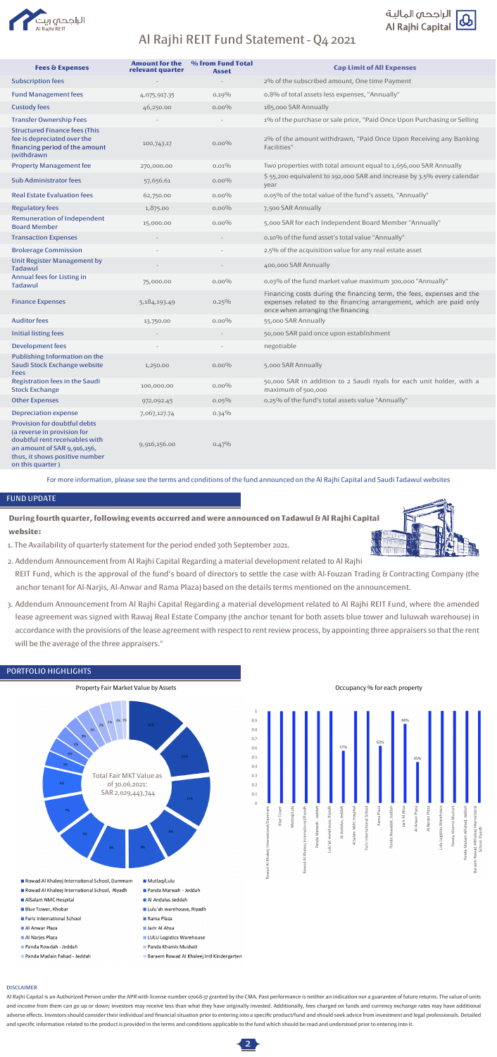# Al Rajhi REIT Fund Statement - Q4 2021

| Fees & Expenses | Amount for the relevant quarter | % from Fund Total Asset | Cap Limit of All Expenses |
|---|---|---|---|
| Subscription fees | - | - | 2% of the subscribed amount, One time Payment |
| Fund Management fees | 4,075,917.35 | 0.19% | 0.8% of total assets less expenses, "Annually" |
| Custody fees | 46,250.00 | 0.00% | 185,000 SAR Annually |
| Transfer Ownership Fees | - | - | 1% of the purchase or sale price, "Paid Once Upon Purchasing or Selling |
| Structured Finance fees (This fee is depreciated over the financing period of the amount (withdrawn | 100,743.17 | 0.00% | 2% of the amount withdrawn, "Paid Once Upon Receiving any Banking Facilities" |
| Property Management fee | 270,000.00 | 0.01% | Two properties with total amount equal to 1,656,000 SAR Annually |
| Sub Administrator fees | 57,656.61 | 0.00% | $ 55,200 equivalent to 192,000 SAR and increase by 3.5% every calendar year |
| Real Estate Evaluation fees | 62,750.00 | 0.00% | 0.05% of the total value of the fund's assets, "Annually" |
| Regulatory fees | 1,875.00 | 0.00% | 7,500 SAR Annually |
| Remuneration of Independent Board Member | 15,000.00 | 0.00% | 5,000 SAR for each Independent Board Member "Annually" |
| Transaction Expenses | - | - | 0.10% of the fund asset's total value "Annually" |
| Brokerage Commission | - | - | 2.5% of the acquisition value for any real estate asset |
| Unit Register Management by Tadawul | - | - | 400,000 SAR Annually |
| Annual fees for Listing in Tadawul | 75,000.00 | 0.00% | 0.03% of the fund market value maximum 300,000 "Annually" |
| Finance Expenses | 5,184,193.49 | 0.25% | Financing costs during the financing term, the fees, expenses and the expenses related to the financing arrangement, which are paid only once when arranging the financing |
| Auditor fees | 13,750.00 | 0.00% | 55,000 SAR Annually |
| Initial listing fees | - | - | 50,000 SAR paid once upon establishment |
| Development fees | - | - | negotiable |
| Publishing Information on the Saudi Stock Exchange website Fees | 1,250.00 | 0.00% | 5,000 SAR Annually |
| Registration fees in the Saudi Stock Exchange | 100,000.00 | 0.00% | 50,000 SAR in addition to 2 Saudi riyals for each unit holder, with a maximum of 500,000 |
| Other Expenses | 972,092.45 | 0.05% | 0.25% of the fund's total assets value "Annually" |
| Depreciation expense | 7,067,127.74 | 0.34% | |
| Provision for doubtful debts (a reverse in provision for doubtful rent receivables with an amount of SAR 9,916,156, thus, it shows positive number on this quarter ) | 9,916,156.00 | 0.47% | |

For more information, please see the terms and conditions of the fund announced on the Al Rajhi Capital and Saudi Tadawul websites

## FUND UPDATE

**During fourth quarter, following events occurred and were announced on Tadawul & Al Rajhi Capital website:**

1. The Availability of quarterly statement for the period ended 30th September 2021.
2. Addendum Announcement from Al Rajhi Capital Regarding a material development related to Al Rajhi REIT Fund, which is the approval of the fund's board of directors to settle the case with Al-Fouzan Trading & Contracting Company (the anchor tenant for Al-Narjis, Al-Anwar and Rama Plaza) based on the details terms mentioned on the announcement.
3. Addendum Announcement from Al Rajhi Capital Regarding a material development related to Al Rajhi REIT Fund, where the amended lease agreement was signed with Rawaj Real Estate Company (the anchor tenant for both assets blue tower and luluwah warehouse) in accordance with the provisions of the lease agreement with respect to rent review process, by appointing three appraisers so that the rent will be the average of the three appraisers."

## PORTFOLIO HIGHLIGHTS

Property Fair Market Value by Assets

Total Fair MKT Value as of 30.06.2021: SAR 2,029,443,744

12%
11%
10%
8%
8%
8%
7%
7%
6%
5%
4%
4%
3%
3%
2%
2%
2%
2%
1%

- Rowad Al Khaleej International School, Dammam
- Rowad Al Khaleej International School, Riyadh
- AlSalam NMC Hospital
- Blue Tower, Khobar
- Faris International School
- Al Anwar Plaza
- Al Narjes Plaza
- Panda Rowdah - Jeddah
- Panda Madain Fahad - Jeddah
- Mutlaq/Lulu
- Panda Marwah - Jeddah
- Al Andalus Jeddah
- Lulu'ah warehouse, Riyadh
- Rama Plaza
- Jarir Al Ahsa
- LULU Logistics Warehouse
- Panda Khamis Mushait
- Baraem Rowad Al Khaleej Intl Kindergarten

Occupancy % for each property

1
0.9
0.8
0.7
0.6
0.5
0.4
0.3
0.2
0.1
0

57%
62%
80%
45%

Rowad Al Khaleej International/Dammam
Blue Tower
Mutlaq/Lulu
Rowad Al Khaleej International/Riyadh
Panda Marwah - Jeddah
Lulu'ah warehouse, Riyadh
Al Andalus, Jeddah
AlSalam NMC Hospital
Faris International School
Rama Plaza
Panda Rowdah, Jeddah
Jarir Al Ahsa
Al Anwar Plaza
Al Narjes Plaza
Lulu Logistics Warehouse
Panda, Khamis Mushait
Panda Madain AlFahad, Jeddah
Baraem Rowad AlKhaleej International School, Riyadh

### DISCLAIMER

Al Rajhi Capital is an Authorized Person under the APR with license number 07068-37 granted by the CMA. Past performance is neither an indication nor a guarantee of future returns. The value of units and income from them can go up or down; investors may receive less than what they have originally invested. Additionally, fees charged on funds and currency exchange rates may have additional adverse effects. Investors should consider their individual and financial situation prior to entering into a specific product/fund and should seek advice from investment and legal professionals. Detailed and specific information related to the product is provided in the terms and conditions applicable to the fund which should be read and understood prior to entering into it.